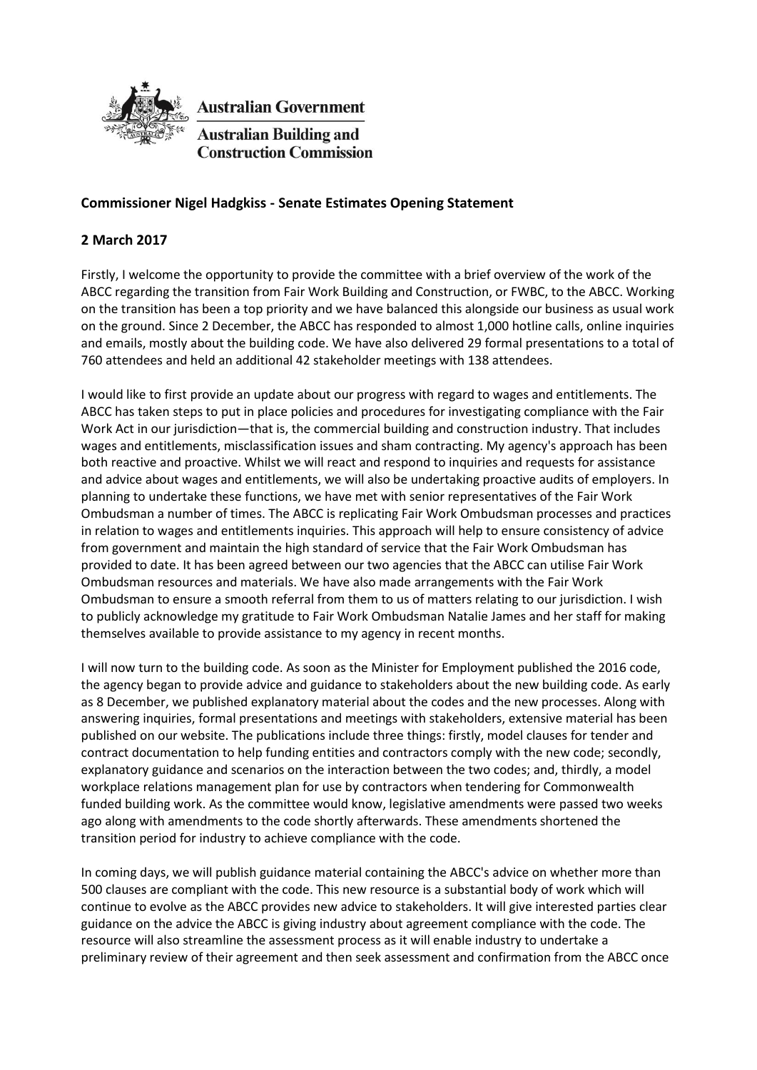Australian Government

Australian Building and Construction Commission

## Commissioner Nigel Hadgkiss - Senate Estimates Opening Statement

## 2 March 2017

Firstly, I welcome the opportunity to provide the committee with a brief overview of the work of the ABCC regarding the transition from Fair Work Building and Construction, or FWBC, to the ABCC. Working on the transition has been a top priority and we have balanced this alongside our business as usual work on the ground. Since 2 December, the ABCC has responded to almost 1,000 hotline calls, online inquiries and emails, mostly about the building code. We have also delivered 29 formal presentations to a total of 760 attendees and held an additional 42 stakeholder meetings with 138 attendees.

I would like to first provide an update about our progress with regard to wages and entitlements. The ABCC has taken steps to put in place policies and procedures for investigating compliance with the Fair Work Act in our jurisdiction—that is, the commercial building and construction industry. That includes wages and entitlements, misclassification issues and sham contracting. My agency's approach has been both reactive and proactive. Whilst we will react and respond to inquiries and requests for assistance and advice about wages and entitlements, we will also be undertaking proactive audits of employers. In planning to undertake these functions, we have met with senior representatives of the Fair Work Ombudsman a number of times. The ABCC is replicating Fair Work Ombudsman processes and practices in relation to wages and entitlements inquiries. This approach will help to ensure consistency of advice from government and maintain the high standard of service that the Fair Work Ombudsman has provided to date. It has been agreed between our two agencies that the ABCC can utilise Fair Work Ombudsman resources and materials. We have also made arrangements with the Fair Work Ombudsman to ensure a smooth referral from them to us of matters relating to our jurisdiction. I wish to publicly acknowledge my gratitude to Fair Work Ombudsman Natalie James and her staff for making themselves available to provide assistance to my agency in recent months.

I will now turn to the building code. As soon as the Minister for Employment published the 2016 code, the agency began to provide advice and guidance to stakeholders about the new building code. As early as 8 December, we published explanatory material about the codes and the new processes. Along with answering inquiries, formal presentations and meetings with stakeholders, extensive material has been published on our website. The publications include three things: firstly, model clauses for tender and contract documentation to help funding entities and contractors comply with the new code; secondly, explanatory guidance and scenarios on the interaction between the two codes; and, thirdly, a model workplace relations management plan for use by contractors when tendering for Commonwealth funded building work. As the committee would know, legislative amendments were passed two weeks ago along with amendments to the code shortly afterwards. These amendments shortened the transition period for industry to achieve compliance with the code.

In coming days, we will publish guidance material containing the ABCC's advice on whether more than 500 clauses are compliant with the code. This new resource is a substantial body of work which will continue to evolve as the ABCC provides new advice to stakeholders. It will give interested parties clear guidance on the advice the ABCC is giving industry about agreement compliance with the code. The resource will also streamline the assessment process as it will enable industry to undertake a preliminary review of their agreement and then seek assessment and confirmation from the ABCC once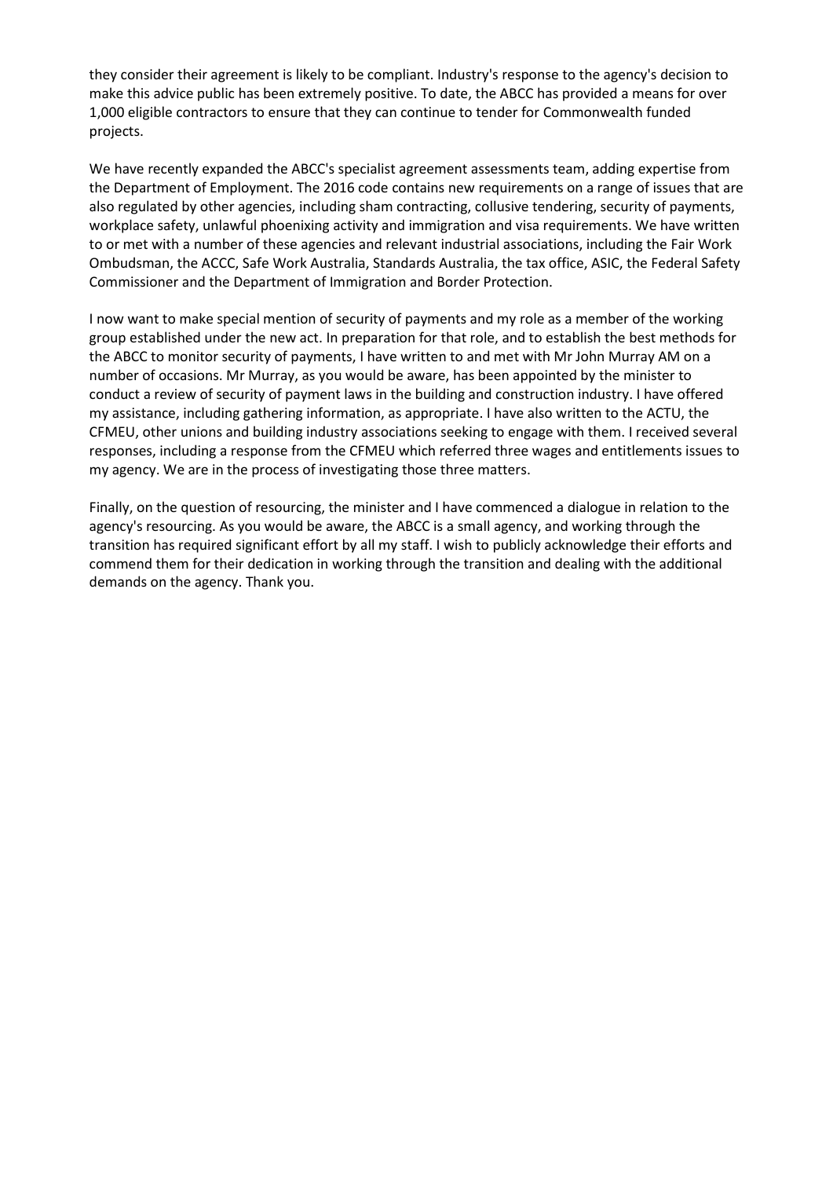they consider their agreement is likely to be compliant. Industry's response to the agency's decision to make this advice public has been extremely positive. To date, the ABCC has provided a means for over 1,000 eligible contractors to ensure that they can continue to tender for Commonwealth funded projects.

We have recently expanded the ABCC's specialist agreement assessments team, adding expertise from the Department of Employment. The 2016 code contains new requirements on a range of issues that are also regulated by other agencies, including sham contracting, collusive tendering, security of payments, workplace safety, unlawful phoenixing activity and immigration and visa requirements. We have written to or met with a number of these agencies and relevant industrial associations, including the Fair Work Ombudsman, the ACCC, Safe Work Australia, Standards Australia, the tax office, ASIC, the Federal Safety Commissioner and the Department of Immigration and Border Protection.

I now want to make special mention of security of payments and my role as a member of the working group established under the new act. In preparation for that role, and to establish the best methods for the ABCC to monitor security of payments, I have written to and met with Mr John Murray AM on a number of occasions. Mr Murray, as you would be aware, has been appointed by the minister to conduct a review of security of payment laws in the building and construction industry. I have offered my assistance, including gathering information, as appropriate. I have also written to the ACTU, the CFMEU, other unions and building industry associations seeking to engage with them. I received several responses, including a response from the CFMEU which referred three wages and entitlements issues to my agency. We are in the process of investigating those three matters.

Finally, on the question of resourcing, the minister and I have commenced a dialogue in relation to the agency's resourcing. As you would be aware, the ABCC is a small agency, and working through the transition has required significant effort by all my staff. I wish to publicly acknowledge their efforts and commend them for their dedication in working through the transition and dealing with the additional demands on the agency. Thank you.